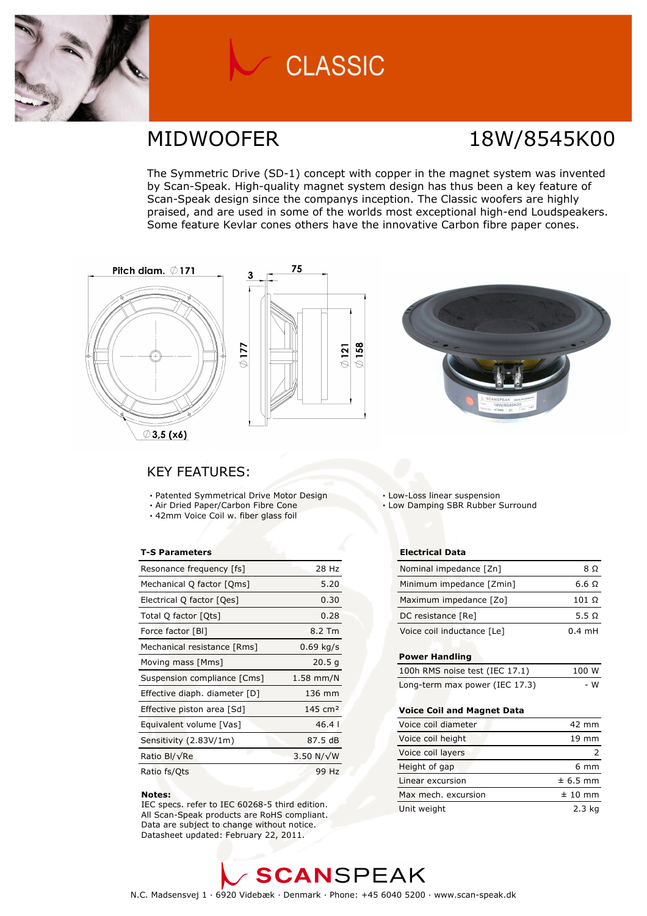# CLASSIC

## MIDWOOFER 18W/8545K00

The Symmetric Drive (SD-1) concept with copper in the magnet system was invented by Scan-Speak. High-quality magnet system design has thus been a key feature of Scan-Speak design since the companys inception. The Classic woofers are highly praised, and are used in some of the worlds most exceptional high-end Loudspeakers. Some feature Kevlar cones others have the innovative Carbon fibre paper cones.

Pitch diam. ∅171

∅3,5 (x6)

3

75

∅177

∅121

∅158

## KEY FEATURES:

- Patented Symmetrical Drive Motor Design
- Air Dried Paper/Carbon Fibre Cone
- 42mm Voice Coil w. fiber glass foil
- Low-Loss linear suspension
- Low Damping SBR Rubber Surround

### T-S Parameters

| T-S Parameters | |
|---|---|
| Resonance frequency [fs] | 28 Hz |
| Mechanical Q factor [Qms] | 5.20 |
| Electrical Q factor [Qes] | 0.30 |
| Total Q factor [Qts] | 0.28 |
| Force factor [Bl] | 8.2 Tm |
| Mechanical resistance [Rms] | 0.69 kg/s |
| Moving mass [Mms] | 20.5 g |
| Suspension compliance [Cms] | 1.58 mm/N |
| Effective diaph. diameter [D] | 136 mm |
| Effective piston area [Sd] | 145 cm² |
| Equivalent volume [Vas] | 46.4 l |
| Sensitivity (2.83V/1m) | 87.5 dB |
| Ratio Bl/√Re | 3.50 N/√W |
| Ratio fs/Qts | 99 Hz |

**Notes:**
IEC specs. refer to IEC 60268-5 third edition.
All Scan-Speak products are RoHS compliant.
Data are subject to change without notice.
Datasheet updated: February 22, 2011.

### Electrical Data

| Electrical Data | |
|---|---|
| Nominal impedance [Zn] | 8 Ω |
| Minimum impedance [Zmin] | 6.6 Ω |
| Maximum impedance [Zo] | 101 Ω |
| DC resistance [Re] | 5.5 Ω |
| Voice coil inductance [Le] | 0.4 mH |

### Power Handling

| Power Handling | |
|---|---|
| 100h RMS noise test (IEC 17.1) | 100 W |
| Long-term max power (IEC 17.3) | - W |

### Voice Coil and Magnet Data

| Voice Coil and Magnet Data | |
|---|---|
| Voice coil diameter | 42 mm |
| Voice coil height | 19 mm |
| Voice coil layers | 2 |
| Height of gap | 6 mm |
| Linear excursion | ± 6.5 mm |
| Max mech. excursion | ± 10 mm |
| Unit weight | 2.3 kg |

SCANSPEAK

N.C. Madsensvej 1 · 6920 Videbæk · Denmark · Phone: +45 6040 5200 · www.scan-speak.dk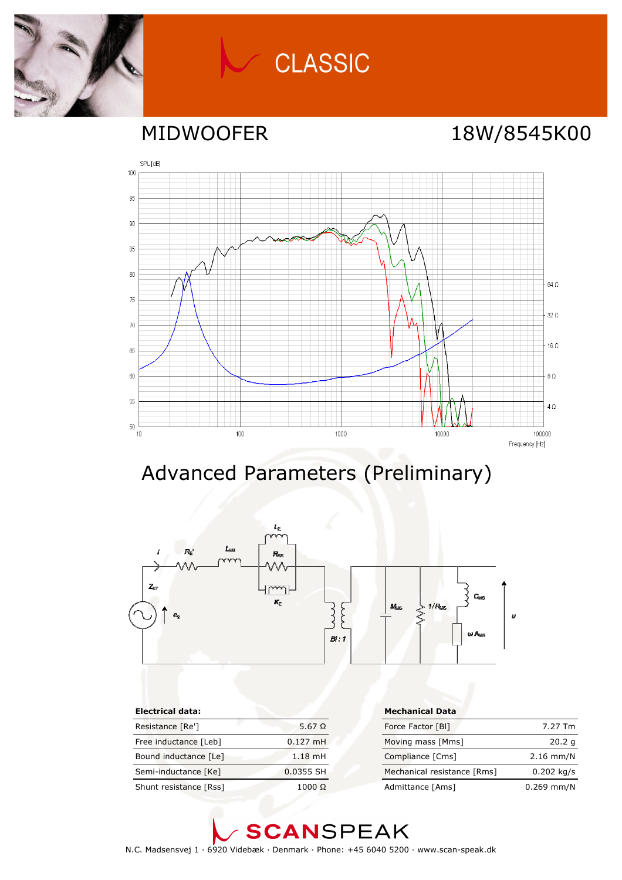# CLASSIC

## MIDWOOFER

## 18W/8545K00

SPL [dB]

100
95
90
85
80
75
70
65
60
55
50

10
100
1000
10000
100000

Frequency [Hz]

64 Ω
32 Ω
16 Ω
8 Ω
4 Ω

# Advanced Parameters (Preliminary)

$i$
$R_E'$
$L_{eb}$
$L_E$
$R_{SS}$
$K_E$
$Z_{ET}$
$e_g$
$Bl:1$
$M_{MS}$
$1/R_{MS}$
$C_{MS}$
$\omega A_{MS}$
$u$

| Electrical data: | |
|---|---|
| Resistance [Re'] | 5.67 Ω |
| Free inductance [Leb] | 0.127 mH |
| Bound inductance [Le] | 1.18 mH |
| Semi-inductance [Ke] | 0.0355 SH |
| Shunt resistance [Rss] | 1000 Ω |

| Mechanical Data | |
|---|---|
| Force Factor [Bl] | 7.27 Tm |
| Moving mass [Mms] | 20.2 g |
| Compliance [Cms] | 2.16 mm/N |
| Mechanical resistance [Rms] | 0.202 kg/s |
| Admittance [Ams] | 0.269 mm/N |

SCANSPEAK

N.C. Madsensvej 1 · 6920 Videbæk · Denmark · Phone: +45 6040 5200 · www.scan-speak.dk